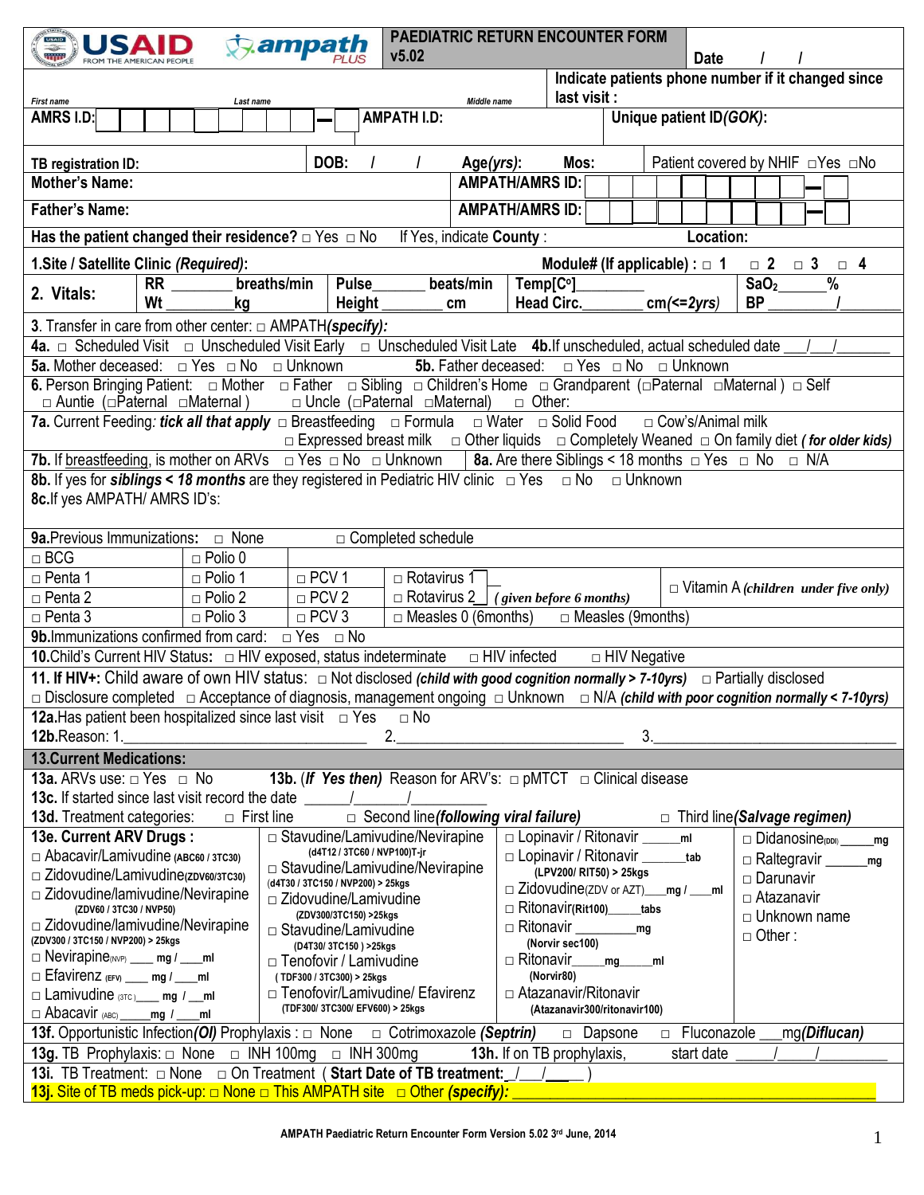USAID FROM THE AMERICAN PEOPLE | ampath PLUS

# PAEDIATRIC RETURN ENCOUNTER FORM v5.02

Date ___/___/___

First name ______ Last name ______ Middle name ______

Indicate patients phone number if it changed since last visit :

**AMRS I.D:** ☐☐☐☐☐☐☐☐☐ — ☐ **AMPATH I.D:** **Unique patient ID(GOK):**

**TB registration ID:** **DOB:** ___/___/___ **Age(yrs):** **Mos:** Patient covered by NHIF ☐Yes ☐No

**Mother's Name:** **AMPATH/AMRS ID:** ☐☐☐☐☐☐☐☐☐ — ☐

**Father's Name:** **AMPATH/AMRS ID:** ☐☐☐☐☐☐☐☐☐ — ☐

**Has the patient changed their residence?** ☐ Yes ☐ No If Yes, indicate **County** : **Location:**

**1.Site / Satellite Clinic** ***(Required)*****:** **Module# (If applicable) :** ☐ **1** ☐ **2** ☐ **3** ☐ **4**

| **2. Vitals:** | **RR** ______ **breaths/min** | **Pulse**______ **beats/min** | **Temp[C°]**______ | **SaO$_2$** ______% |
|---|---|---|---|---|
| | **Wt** ______**kg** | **Height** ______ **cm** | **Head Circ.**______ **cm(<=2yrs)** | **BP** ______/______ |

3. Transfer in care from other center: ☐ AMPATH(***specify***):

**4a.** ☐ Scheduled Visit ☐ Unscheduled Visit Early ☐ Unscheduled Visit Late **4b.**If unscheduled, actual scheduled date ___/___/______

**5a.** Mother deceased: ☐ Yes ☐ No ☐ Unknown **5b.** Father deceased: ☐ Yes ☐ No ☐ Unknown

**6.** Person Bringing Patient: ☐ Mother ☐ Father ☐ Sibling ☐ Children's Home ☐ Grandparent (☐Paternal ☐Maternal ) ☐ Self ☐ Auntie (☐Paternal ☐Maternal ) ☐ Uncle (☐Paternal ☐Maternal) ☐ Other:

**7a.** Current Feeding: ***tick all that apply*** ☐ Breastfeeding ☐ Formula ☐ Water ☐ Solid Food ☐ Cow's/Animal milk ☐ Expressed breast milk ☐ Other liquids ☐ Completely Weaned ☐ On family diet ***( for older kids)***

**7b.** If breastfeeding, is mother on ARVs ☐ Yes ☐ No ☐ Unknown | **8a.** Are there Siblings < 18 months ☐ Yes ☐ No ☐ N/A

**8b.** If yes for ***siblings < 18 months*** are they registered in Pediatric HIV clinic ☐ Yes ☐ No ☐ Unknown

**8c.**If yes AMPATH/ AMRS ID's:

**9a.**Previous Immunizations: ☐ None ☐ Completed schedule

| | | | | |
|---|---|---|---|---|
| ☐ BCG | ☐ Polio 0 | | | |
| ☐ Penta 1 | ☐ Polio 1 | ☐ PCV 1 | ☐ Rotavirus 1 | ☐ Vitamin A ***(children under five only)*** |
| ☐ Penta 2 | ☐ Polio 2 | ☐ PCV 2 | ☐ Rotavirus 2 ***( given before 6 months)*** | |
| ☐ Penta 3 | ☐ Polio 3 | ☐ PCV 3 | ☐ Measles 0 (6months) ☐ Measles (9months) | |

**9b.**Immunizations confirmed from card: ☐ Yes ☐ No

**10.**Child's Current HIV Status: ☐ HIV exposed, status indeterminate ☐ HIV infected ☐ HIV Negative

**11. If HIV+:** Child aware of own HIV status: ☐ Not disclosed ***(child with good cognition normally > 7-10yrs)*** ☐ Partially disclosed ☐ Disclosure completed ☐ Acceptance of diagnosis, management ongoing ☐ Unknown ☐ N/A ***(child with poor cognition normally < 7-10yrs)***

**12a.**Has patient been hospitalized since last visit ☐ Yes ☐ No

**12b.**Reason: 1.______________ 2.______________ 3.______________

## 13.Current Medications:

**13a.** ARVs use: ☐ Yes ☐ No **13b.** ***(If Yes then)*** Reason for ARV's: ☐ pMTCT ☐ Clinical disease

**13c.** If started since last visit record the date ___/___/___

**13d.** Treatment categories: ☐ First line ☐ Second line***(following viral failure)*** ☐ Third line***(Salvage regimen)***

| **13e. Current ARV Drugs :** | | | |
|---|---|---|---|
| ☐ Abacavir/Lamivudine (ABC60 / 3TC30) | ☐ Stavudine/Lamivudine/Nevirapine (d4T12 / 3TC60 / NVP100)T-jr | ☐ Lopinavir / Ritonavir ______ml | ☐ Didanosine(DDI) ______mg |
| ☐ Zidovudine/Lamivudine(ZDV60/3TC30) | ☐ Stavudine/Lamivudine/Nevirapine (d4T30 / 3TC150 / NVP200) > 25kgs | ☐ Lopinavir / Ritonavir ______tab (LPV200/ RIT50) > 25kgs | ☐ Raltegravir ______mg |
| ☐ Zidovudine/lamivudine/Nevirapine (ZDV60 / 3TC30 / NVP50) | ☐ Zidovudine/Lamivudine (ZDV300/3TC150) >25kgs | ☐ Zidovudine(ZDV or AZT)____mg / ____ml | ☐ Darunavir |
| ☐ Zidovudine/lamivudine/Nevirapine (ZDV300 / 3TC150 / NVP200) > 25kgs | ☐ Stavudine/Lamivudine (D4T30/ 3TC150 ) >25kgs | ☐ Ritonavir(Rit100)_____tabs | ☐ Atazanavir |
| ☐ Nevirapine(NVP) ___ mg / ___ml | ☐ Tenofovir / Lamivudine ( TDF300 / 3TC300) > 25kgs | ☐ Ritonavir ________mg (Norvir sec100) | ☐ Unknown name |
| ☐ Efavirenz (EFV) ___ mg / ___ml | ☐ Tenofovir/Lamivudine/ Efavirenz (TDF300/ 3TC300/ EFV600) > 25kgs | ☐ Ritonavir____mg_____ml (Norvir80) | ☐ Other : |
| ☐ Lamivudine (3TC) ___ mg / ___ml | | ☐ Atazanavir/Ritonavir (Atazanavir300/ritonavir100) | |
| ☐ Abacavir (ABC) _____mg / ___ml | | | |

**13f.** Opportunistic Infection***(OI)*** Prophylaxis : ☐ None ☐ Cotrimoxazole ***(Septrin)*** ☐ Dapsone ☐ Fluconazole ___mg***(Diflucan)***

**13g.** TB Prophylaxis: ☐ None ☐ INH 100mg ☐ INH 300mg **13h.** If on TB prophylaxis, start date ___/___/______

**13i.** TB Treatment: ☐ None ☐ On Treatment ( **Start Date of TB treatment:**\_/\_\_/\_\_\_ )

**13j.** Site of TB meds pick-up: ☐ None ☐ This AMPATH site ☐ Other ***(specify)***: ______________

**AMPATH Paediatric Return Encounter Form Version 5.02 3rd June, 2014**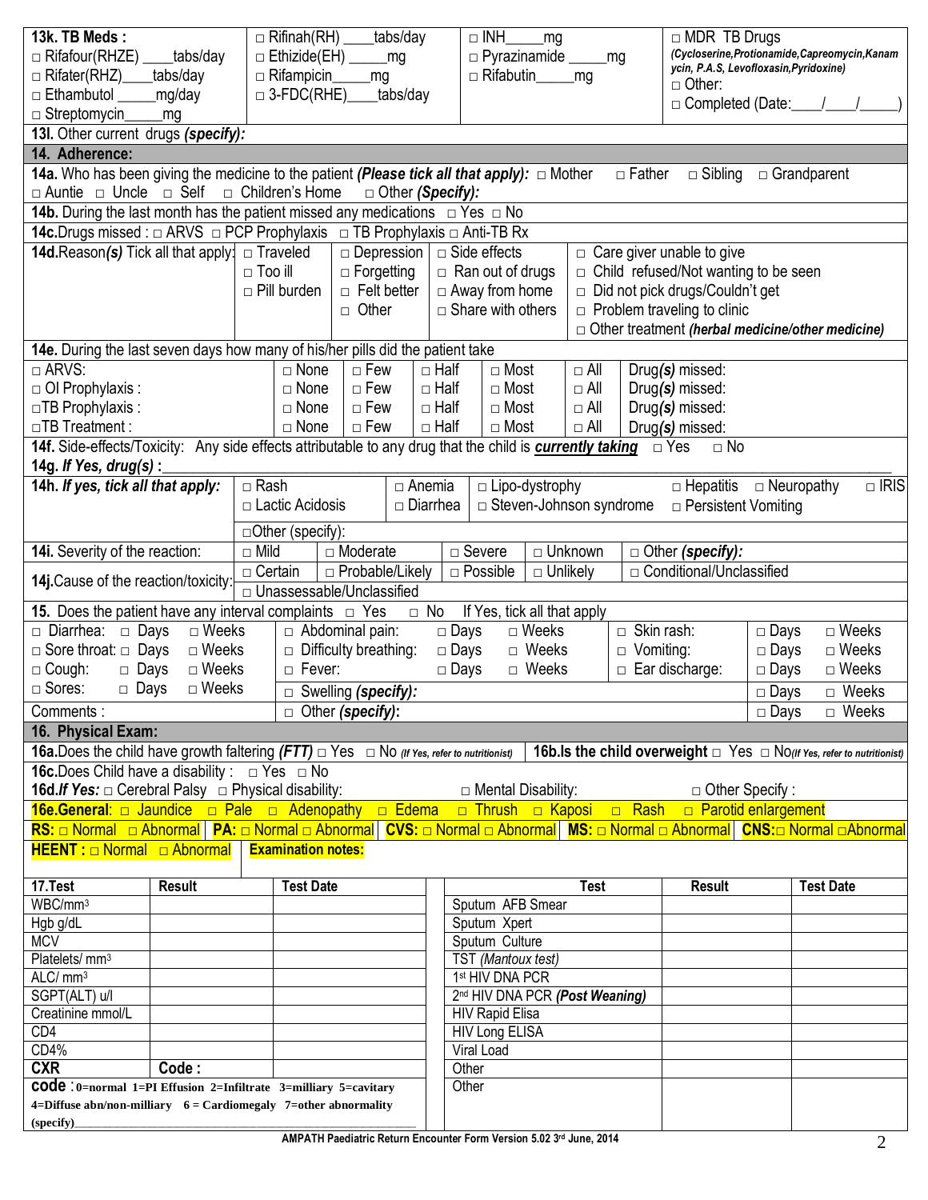**13k. TB Meds :**

| | | | |
|---|---|---|---|
| □ Rifafour(RHZE) ____tabs/day | □ Rifinah(RH) ____tabs/day | □ INH_____mg | □ MDR TB Drugs *(Cycloserine,Protionamide,Capreomycin,Kanamycin, P.A.S, Levofloxasin,Pyridoxine)* |
| □ Rifater(RHZ)____tabs/day | □ Ethizide(EH) _____mg | □ Pyrazinamide _____mg | □ Other: |
| □ Ethambutol _____mg/day | □ Rifampicin_____mg | □ Rifabutin_____mg | □ Completed (Date:____/____/_____) |
| □ Streptomycin_____mg | □ 3-FDC(RHE)____tabs/day | | |

**13l.** Other current drugs ***(specify):***

## 14. Adherence:

**14a.** Who has been giving the medicine to the patient ***(Please tick all that apply):*** □ Mother □ Father □ Sibling □ Grandparent □ Auntie □ Uncle □ Self □ Children's Home □ Other ***(Specify):***

**14b.** During the last month has the patient missed any medications □ Yes □ No

**14c.** Drugs missed : □ ARVS □ PCP Prophylaxis □ TB Prophylaxis □ Anti-TB Rx

**14d.** Reason***(s)*** Tick all that apply:

| | | | |
|---|---|---|---|
| □ Traveled | □ Depression | □ Side effects | □ Care giver unable to give |
| □ Too ill | □ Forgetting | □ Ran out of drugs | □ Child refused/Not wanting to be seen |
| □ Pill burden | □ Felt better | □ Away from home | □ Did not pick drugs/Couldn't get |
| | □ Other | □ Share with others | □ Problem traveling to clinic |
| | | | □ Other treatment ***(herbal medicine/other medicine)*** |

**14e.** During the last seven days how many of his/her pills did the patient take

| | | | | | | |
|---|---|---|---|---|---|---|
| □ ARVS: | □ None | □ Few | □ Half | □ Most | □ All | Drug***(s)*** missed: |
| □ OI Prophylaxis : | □ None | □ Few | □ Half | □ Most | □ All | Drug***(s)*** missed: |
| □TB Prophylaxis : | □ None | □ Few | □ Half | □ Most | □ All | Drug***(s)*** missed: |
| □TB Treatment : | □ None | □ Few | □ Half | □ Most | □ All | Drug***(s)*** missed: |

**14f.** Side-effects/Toxicity: Any side effects attributable to any drug that the child is ***currently taking*** □ Yes □ No

**14g. *If Yes, drug(s)* :**\_\_\_\_\_\_\_\_\_\_\_\_\_\_\_\_\_\_\_\_\_\_\_\_\_\_\_\_\_\_\_\_

**14h. *If yes, tick all that apply:***

| | | | | | |
|---|---|---|---|---|---|
| □ Rash | □ Anemia | □ Lipo-dystrophy | □ Hepatitis | □ Neuropathy | □ IRIS |
| □ Lactic Acidosis | □ Diarrhea | □ Steven-Johnson syndrome | □ Persistent Vomiting | | |
| □Other (specify): | | | | | |

| | | | | | |
|---|---|---|---|---|---|
| **14i.** Severity of the reaction: | □ Mild | □ Moderate | □ Severe | □ Unknown | □ Other ***(specify):*** |
| **14j.** Cause of the reaction/toxicity: | □ Certain | □ Probable/Likely | □ Possible | □ Unlikely | □ Conditional/Unclassified |
| | □ Unassessable/Unclassified | | | | |

**15.** Does the patient have any interval complaints □ Yes □ No If Yes, tick all that apply

| | | | | | | | | |
|---|---|---|---|---|---|---|---|---|
| □ Diarrhea: | □ Days | □ Weeks | □ Abdominal pain: | □ Days | □ Weeks | □ Skin rash: | □ Days | □ Weeks |
| □ Sore throat: | □ Days | □ Weeks | □ Difficulty breathing: | □ Days | □ Weeks | □ Vomiting: | □ Days | □ Weeks |
| □ Cough: | □ Days | □ Weeks | □ Fever: | □ Days | □ Weeks | □ Ear discharge: | □ Days | □ Weeks |
| □ Sores: | □ Days | □ Weeks | □ Swelling ***(specify):*** | | | | □ Days | □ Weeks |
| Comments : | | | □ Other ***(specify):*** | | | | □ Days | □ Weeks |

## 16. Physical Exam:

**16a.** Does the child have growth faltering ***(FTT)*** □ Yes □ No *(If Yes, refer to nutritionist)* **16b.** Is the child overweight □ Yes □ No *(If Yes, refer to nutritionist)*

**16c.** Does Child have a disability : □ Yes □ No

**16d.*If Yes:*** □ Cerebral Palsy □ Physical disability: □ Mental Disability: □ Other Specify :

**16e.General:** □ Jaundice □ Pale □ Adenopathy □ Edema □ Thrush □ Kaposi □ Rash □ Parotid enlargement

**RS:** □ Normal □ Abnormal **PA:** □ Normal □ Abnormal **CVS:** □ Normal □ Abnormal **MS:** □ Normal □ Abnormal **CNS:** □ Normal □Abnormal

**HEENT :** □ Normal □ Abnormal **Examination notes:**

| **17.Test** | **Result** | **Test Date** | **Test** | **Result** | **Test Date** |
|---|---|---|---|---|---|
| WBC/mm³ | | | Sputum AFB Smear | | |
| Hgb g/dL | | | Sputum Xpert | | |
| MCV | | | Sputum Culture | | |
| Platelets/ mm³ | | | TST *(Mantoux test)* | | |
| ALC/ mm³ | | | 1st HIV DNA PCR | | |
| SGPT(ALT) u/l | | | 2nd HIV DNA PCR ***(Post Weaning)*** | | |
| Creatinine mmol/L | | | HIV Rapid Elisa | | |
| CD4 | | | HIV Long ELISA | | |
| CD4% | | | Viral Load | | |
| **CXR** | **Code :** | | Other | | |
| | | | Other | | |

**code :0=normal 1=Pl Effusion 2=Infiltrate 3=milliary 5=cavitary 4=Diffuse abn/non-milliary 6 = Cardiomegaly 7=other abnormality (specify)**\_\_\_\_\_\_\_\_\_\_\_\_\_\_\_\_\_\_\_\_\_\_\_\_

AMPATH Paediatric Return Encounter Form Version 5.02 3rd June, 2014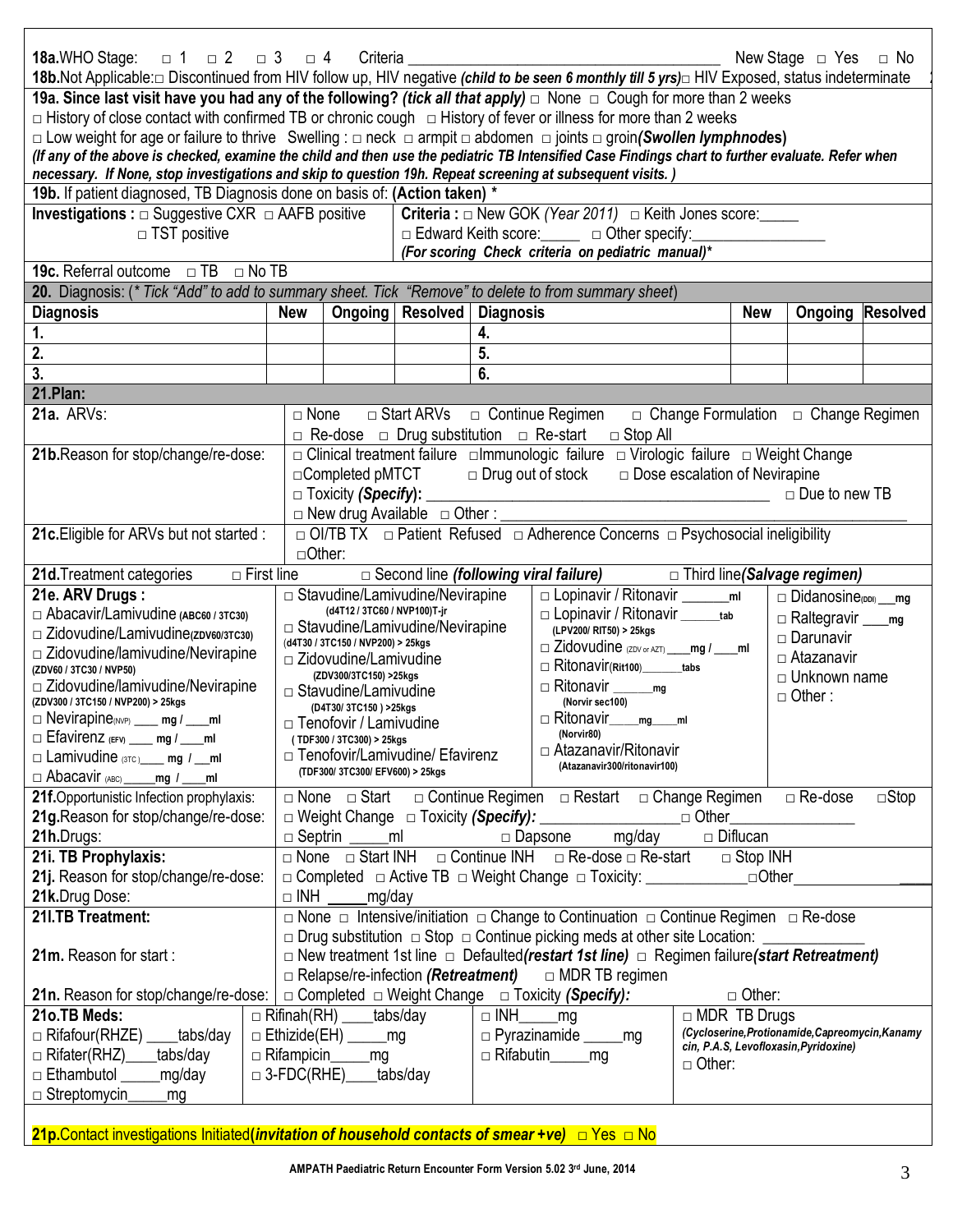**18a.** WHO Stage: □ 1 □ 2 □ 3 □ 4 Criteria ______________________________ New Stage □ Yes □ No

**18b.** Not Applicable: □ Discontinued from HIV follow up, HIV negative ***(child to be seen 6 monthly till 5 yrs)*** □ HIV Exposed, status indeterminate

**19a. Since last visit have you had any of the following? *(tick all that apply)*** □ None □ Cough for more than 2 weeks
□ History of close contact with confirmed TB or chronic cough □ History of fever or illness for more than 2 weeks
□ Low weight for age or failure to thrive Swelling : □ neck □ armpit □ abdomen □ joints □ groin ***(Swollen lymphnodes)***
***(If any of the above is checked, examine the child and then use the pediatric TB Intensified Case Findings chart to further evaluate. Refer when necessary. If None, stop investigations and skip to question 19h. Repeat screening at subsequent visits. )***

**19b.** If patient diagnosed, TB Diagnosis done on basis of: **(Action taken)** *

| **Investigations :** □ Suggestive CXR □ AAFB positive □ TST positive | **Criteria :** □ New GOK *(Year 2011)* □ Keith Jones score:_____ □ Edward Keith score:_____ □ Other specify:______________ ***(For scoring Check criteria on pediatric manual)**** |
|---|---|

**19c.** Referral outcome □ TB □ No TB

**20.** Diagnosis: (* *Tick "Add" to add to summary sheet. Tick "Remove" to delete to from summary sheet*)

| **Diagnosis** | **New** | **Ongoing** | **Resolved** | **Diagnosis** | **New** | **Ongoing** | **Resolved** |
|---|---|---|---|---|---|---|---|
| **1.** | | | | **4.** | | | |
| **2.** | | | | **5.** | | | |
| **3.** | | | | **6.** | | | |

**21.Plan:**

**21a.** ARVs: □ None □ Start ARVs □ Continue Regimen □ Change Formulation □ Change Regimen □ Re-dose □ Drug substitution □ Re-start □ Stop All

**21b.** Reason for stop/change/re-dose: □ Clinical treatment failure □ Immunologic failure □ Virologic failure □ Weight Change □ Completed pMTCT □ Drug out of stock □ Dose escalation of Nevirapine □ Toxicity ***(Specify)***: ______________________ □ Due to new TB □ New drug Available □ Other : ______________________

**21c.** Eligible for ARVs but not started : □ OI/TB TX □ Patient Refused □ Adherence Concerns □ Psychosocial ineligibility □ Other:

**21d.** Treatment categories □ First line □ Second line ***(following viral failure)*** □ Third line ***(Salvage regimen)***

**21e. ARV Drugs :**

| | | | |
|---|---|---|---|
| □ Abacavir/Lamivudine (ABC60 / 3TC30) | □ Stavudine/Lamivudine/Nevirapine (d4T12 / 3TC60 / NVP100)T-jr | □ Lopinavir / Ritonavir ______ml | □ Didanosine(DDI) ___mg |
| □ Zidovudine/Lamivudine (ZDV60/3TC30) | □ Stavudine/Lamivudine/Nevirapine (d4T30 / 3TC150 / NVP200) > 25kgs | □ Lopinavir / Ritonavir _____tab (LPV200/ RIT50) > 25kgs | □ Raltegravir ___mg |
| □ Zidovudine/lamivudine/Nevirapine (ZDV60 / 3TC30 / NVP50) | □ Zidovudine/Lamivudine (ZDV300/3TC150) >25kgs | □ Zidovudine (ZDV or AZT) ___mg / ___ml | □ Darunavir |
| □ Zidovudine/lamivudine/Nevirapine (ZDV300 / 3TC150 / NVP200) > 25kgs | □ Stavudine/Lamivudine (D4T30/ 3TC150 ) >25kgs | □ Ritonavir (Rit100)______tabs | □ Atazanavir |
| □ Nevirapine (NVP) ____ mg / ___ml | □ Tenofovir / Lamivudine (TDF300 / 3TC300) > 25kgs | □ Ritonavir ______mg (Norvir sec100) | □ Unknown name |
| □ Efavirenz (EFV) ____ mg / ___ml | □ Tenofovir/Lamivudine/ Efavirenz (TDF300/ 3TC300/ EFV600) > 25kgs | □ Ritonavir____mg____ml (Norvir80) | □ Other : |
| □ Lamivudine (3TC) ____ mg / __ml | | □ Atazanavir/Ritonavir (Atazanavir300/ritonavir100) | |
| □ Abacavir (ABC) _____mg / ___ml | | | |

**21f.** Opportunistic Infection prophylaxis: □ None □ Start □ Continue Regimen □ Restart □ Change Regimen □ Re-dose □ Stop

**21g.** Reason for stop/change/re-dose: □ Weight Change □ Toxicity ***(Specify):*** _______________ □ Other_______________

**21h.** Drugs: □ Septrin _____ml □ Dapsone mg/day □ Diflucan

**21i. TB Prophylaxis:** □ None □ Start INH □ Continue INH □ Re-dose □ Re-start □ Stop INH

**21j.** Reason for stop/change/re-dose: □ Completed □ Active TB □ Weight Change □ Toxicity: ____________ □ Other________

**21k.** Drug Dose: □ INH _____mg/day

**21l. TB Treatment:** □ None □ Intensive/initiation □ Change to Continuation □ Continue Regimen □ Re-dose □ Drug substitution □ Stop □ Continue picking meds at other site Location: ____________

**21m.** Reason for start : □ New treatment 1st line □ Defaulted ***(restart 1st line)*** □ Regimen failure ***(start Retreatment)*** □ Relapse/re-infection ***(Retreatment)*** □ MDR TB regimen

**21n.** Reason for stop/change/re-dose: □ Completed □ Weight Change □ Toxicity ***(Specify):*** □ Other:

| **21o.TB Meds:** | | | |
|---|---|---|---|
| □ Rifafour(RHZE) ____tabs/day | □ Rifinah(RH) ____tabs/day | □ INH_____mg | □ MDR TB Drugs ***(Cycloserine,Protionamide,Capreomycin,Kanamycin, P.A.S, Levofloxasin,Pyridoxine)*** |
| □ Rifater(RHZ)____tabs/day | □ Ethizide(EH) _____mg | □ Pyrazinamide _____mg | □ Other: |
| □ Ethambutol _____mg/day | □ Rifampicin_____mg | □ Rifabutin_____mg | |
| □ Streptomycin_____mg | □ 3-FDC(RHE)____tabs/day | | |

**21p.** Contact investigations Initiated ***(invitation of household contacts of smear +ve)*** □ Yes □ No

AMPATH Paediatric Return Encounter Form Version 5.02 3rd June, 2014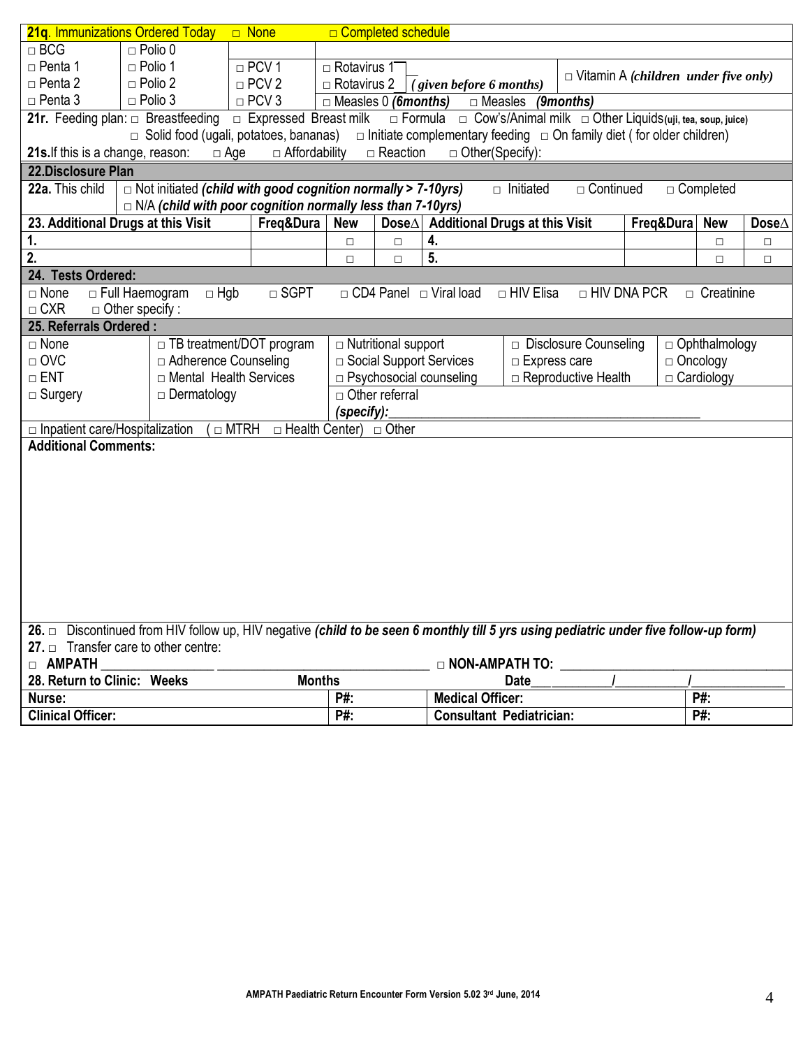| **21q. Immunizations Ordered Today** | □ None | | □ Completed schedule | | |
|---|---|---|---|---|---|
| □ BCG | □ Polio 0 | | | | |
| □ Penta 1 | □ Polio 1 | □ PCV 1 | □ Rotavirus 1 | *(given before 6 months)* | □ Vitamin A *(children under five only)* |
| □ Penta 2 | □ Polio 2 | □ PCV 2 | □ Rotavirus 2 | | |
| □ Penta 3 | □ Polio 3 | □ PCV 3 | □ Measles 0 ***(6months)*** | □ Measles ***(9months)*** | |

**21r.** Feeding plan: □ Breastfeeding □ Expressed Breast milk □ Formula □ Cow's/Animal milk □ Other Liquids(uji, tea, soup, juice) □ Solid food (ugali, potatoes, bananas) □ Initiate complementary feeding □ On family diet ( for older children)

**21s.** If this is a change, reason: □ Age □ Affordability □ Reaction □ Other(Specify):

## 22. Disclosure Plan

**22a.** This child □ Not initiated ***(child with good cognition normally > 7-10yrs)*** □ Initiated □ Continued □ Completed
□ N/A ***(child with poor cognition normally less than 7-10yrs)***

| **23. Additional Drugs at this Visit** | **Freq&Dura** | **New** | **Dose∆** | **Additional Drugs at this Visit** | **Freq&Dura** | **New** | **Dose∆** |
|---|---|---|---|---|---|---|---|
| **1.** | | □ | □ | **4.** | | □ | □ |
| **2.** | | □ | □ | **5.** | | □ | □ |

## 24. Tests Ordered:

□ None □ Full Haemogram □ Hgb □ SGPT □ CD4 Panel □ Viral load □ HIV Elisa □ HIV DNA PCR □ Creatinine
□ CXR □ Other specify :

## 25. Referrals Ordered :

| | | | | |
|---|---|---|---|---|
| □ None | □ TB treatment/DOT program | □ Nutritional support | □ Disclosure Counseling | □ Ophthalmology |
| □ OVC | □ Adherence Counseling | □ Social Support Services | □ Express care | □ Oncology |
| □ ENT | □ Mental Health Services | □ Psychosocial counseling | □ Reproductive Health | □ Cardiology |
| □ Surgery | □ Dermatology | □ Other referral *(specify)*:______ | | |

□ Inpatient care/Hospitalization ( □ MTRH □ Health Center) □ Other

**Additional Comments:**

**26.** □ Discontinued from HIV follow up, HIV negative ***(child to be seen 6 monthly till 5 yrs using pediatric under five follow-up form)***

**27.** □ Transfer care to other centre:

□ **AMPATH** ______________________ □ **NON-AMPATH TO:** ______________________

**28. Return to Clinic: Weeks** **Months** **Date**_____/_____/_____

| | | | |
|---|---|---|---|
| **Nurse:** | **P#:** | **Medical Officer:** | **P#:** |
| **Clinical Officer:** | **P#:** | **Consultant Pediatrician:** | **P#:** |

AMPATH Paediatric Return Encounter Form Version 5.02 3rd June, 2014